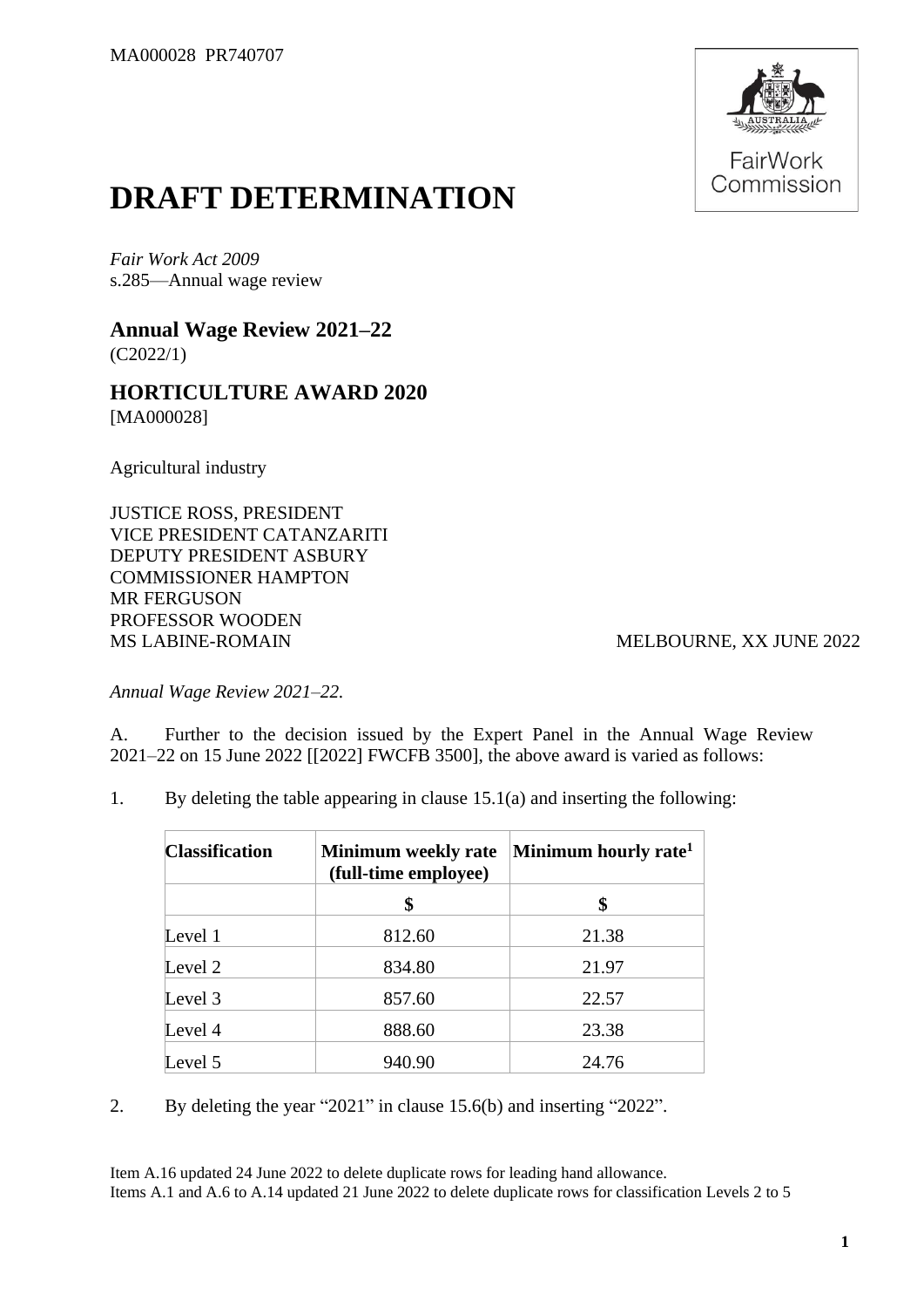MA000028 PR740707

# DRAFT DETERMINATION

*Fair Work Act 2009*
s.285—Annual wage review

## Annual Wage Review 2021–22
(C2022/1)

## HORTICULTURE AWARD 2020
[MA000028]

Agricultural industry

JUSTICE ROSS, PRESIDENT
VICE PRESIDENT CATANZARITI
DEPUTY PRESIDENT ASBURY
COMMISSIONER HAMPTON
MR FERGUSON
PROFESSOR WOODEN
MS LABINE-ROMAIN

MELBOURNE, XX JUNE 2022

*Annual Wage Review 2021–22.*

A. Further to the decision issued by the Expert Panel in the Annual Wage Review 2021–22 on 15 June 2022 [[2022] FWCFB 3500], the above award is varied as follows:

1. By deleting the table appearing in clause 15.1(a) and inserting the following:

| Classification | Minimum weekly rate (full-time employee) | Minimum hourly rate[1] |
|---|---|---|
| | $ | $ |
| Level 1 | 812.60 | 21.38 |
| Level 2 | 834.80 | 21.97 |
| Level 3 | 857.60 | 22.57 |
| Level 4 | 888.60 | 23.38 |
| Level 5 | 940.90 | 24.76 |

2. By deleting the year "2021" in clause 15.6(b) and inserting "2022".

Item A.16 updated 24 June 2022 to delete duplicate rows for leading hand allowance.
Items A.1 and A.6 to A.14 updated 21 June 2022 to delete duplicate rows for classification Levels 2 to 5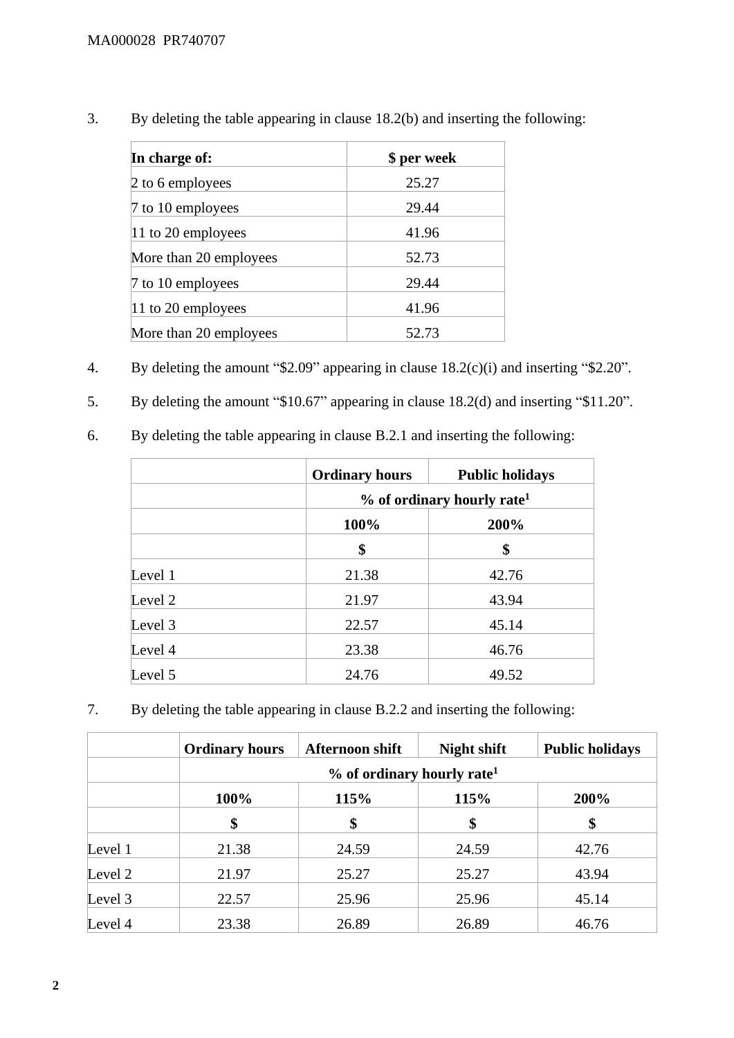3. By deleting the table appearing in clause 18.2(b) and inserting the following:

| In charge of: | $ per week |
|---|---|
| 2 to 6 employees | 25.27 |
| 7 to 10 employees | 29.44 |
| 11 to 20 employees | 41.96 |
| More than 20 employees | 52.73 |
| 7 to 10 employees | 29.44 |
| 11 to 20 employees | 41.96 |
| More than 20 employees | 52.73 |

4. By deleting the amount “$2.09” appearing in clause 18.2(c)(i) and inserting “$2.20”.

5. By deleting the amount “$10.67” appearing in clause 18.2(d) and inserting “$11.20”.

6. By deleting the table appearing in clause B.2.1 and inserting the following:

| | Ordinary hours | Public holidays |
|---|---|---|
| | % of ordinary hourly rate[1] | |
| | 100% | 200% |
| | $ | $ |
| Level 1 | 21.38 | 42.76 |
| Level 2 | 21.97 | 43.94 |
| Level 3 | 22.57 | 45.14 |
| Level 4 | 23.38 | 46.76 |
| Level 5 | 24.76 | 49.52 |

7. By deleting the table appearing in clause B.2.2 and inserting the following:

| | Ordinary hours | Afternoon shift | Night shift | Public holidays |
|---|---|---|---|---|
| | % of ordinary hourly rate[1] | | | |
| | 100% | 115% | 115% | 200% |
| | $ | $ | $ | $ |
| Level 1 | 21.38 | 24.59 | 24.59 | 42.76 |
| Level 2 | 21.97 | 25.27 | 25.27 | 43.94 |
| Level 3 | 22.57 | 25.96 | 25.96 | 45.14 |
| Level 4 | 23.38 | 26.89 | 26.89 | 46.76 |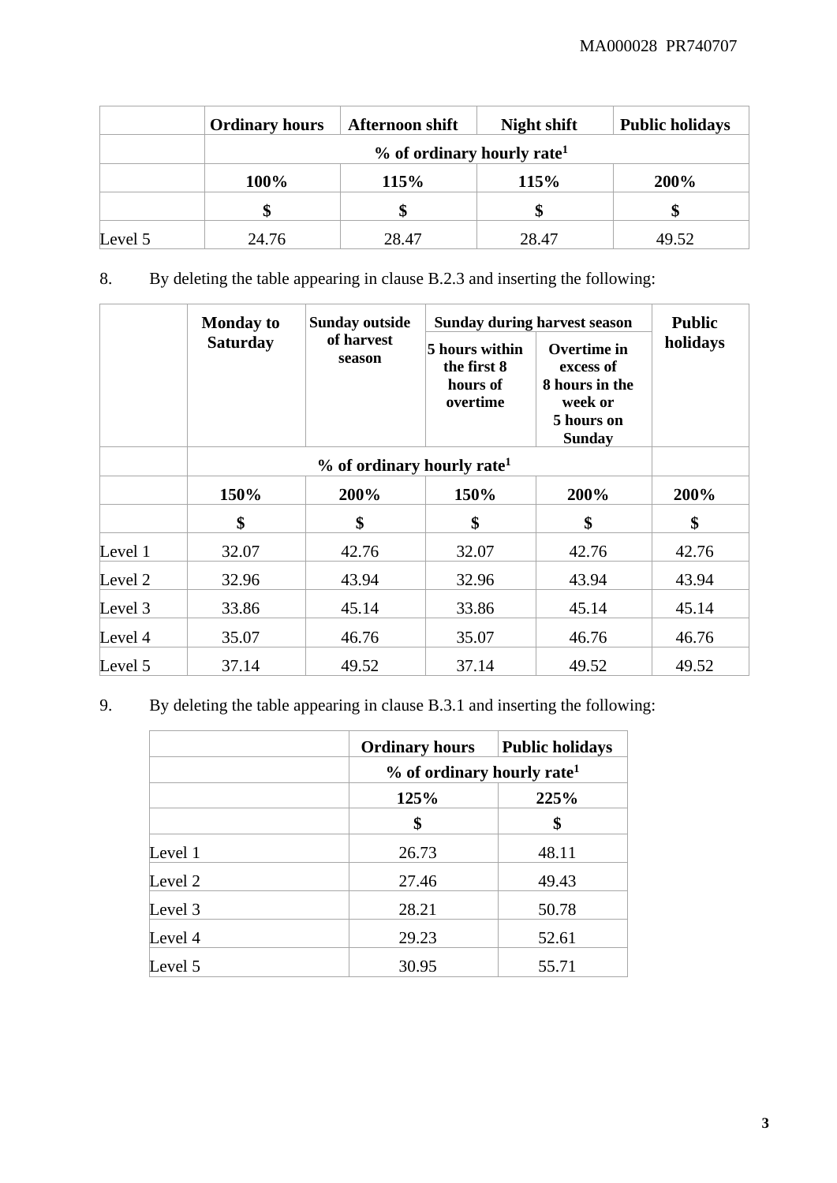| | Ordinary hours | Afternoon shift | Night shift | Public holidays |
|---|---|---|---|---|
| | % of ordinary hourly rate[1] | | | |
| | 100% | 115% | 115% | 200% |
| | $ | $ | $ | $ |
| Level 5 | 24.76 | 28.47 | 28.47 | 49.52 |

8. By deleting the table appearing in clause B.2.3 and inserting the following:

| | Monday to Saturday | Sunday outside of harvest season | Sunday during harvest season | | Public holidays |
|---|---|---|---|---|---|
| | | | 5 hours within the first 8 hours of overtime | Overtime in excess of 8 hours in the week or 5 hours on Sunday | |
| | % of ordinary hourly rate[1] | | | | |
| | 150% | 200% | 150% | 200% | 200% |
| | $ | $ | $ | $ | $ |
| Level 1 | 32.07 | 42.76 | 32.07 | 42.76 | 42.76 |
| Level 2 | 32.96 | 43.94 | 32.96 | 43.94 | 43.94 |
| Level 3 | 33.86 | 45.14 | 33.86 | 45.14 | 45.14 |
| Level 4 | 35.07 | 46.76 | 35.07 | 46.76 | 46.76 |
| Level 5 | 37.14 | 49.52 | 37.14 | 49.52 | 49.52 |

9. By deleting the table appearing in clause B.3.1 and inserting the following:

| | Ordinary hours | Public holidays |
|---|---|---|
| | % of ordinary hourly rate[1] | |
| | 125% | 225% |
| | $ | $ |
| Level 1 | 26.73 | 48.11 |
| Level 2 | 27.46 | 49.43 |
| Level 3 | 28.21 | 50.78 |
| Level 4 | 29.23 | 52.61 |
| Level 5 | 30.95 | 55.71 |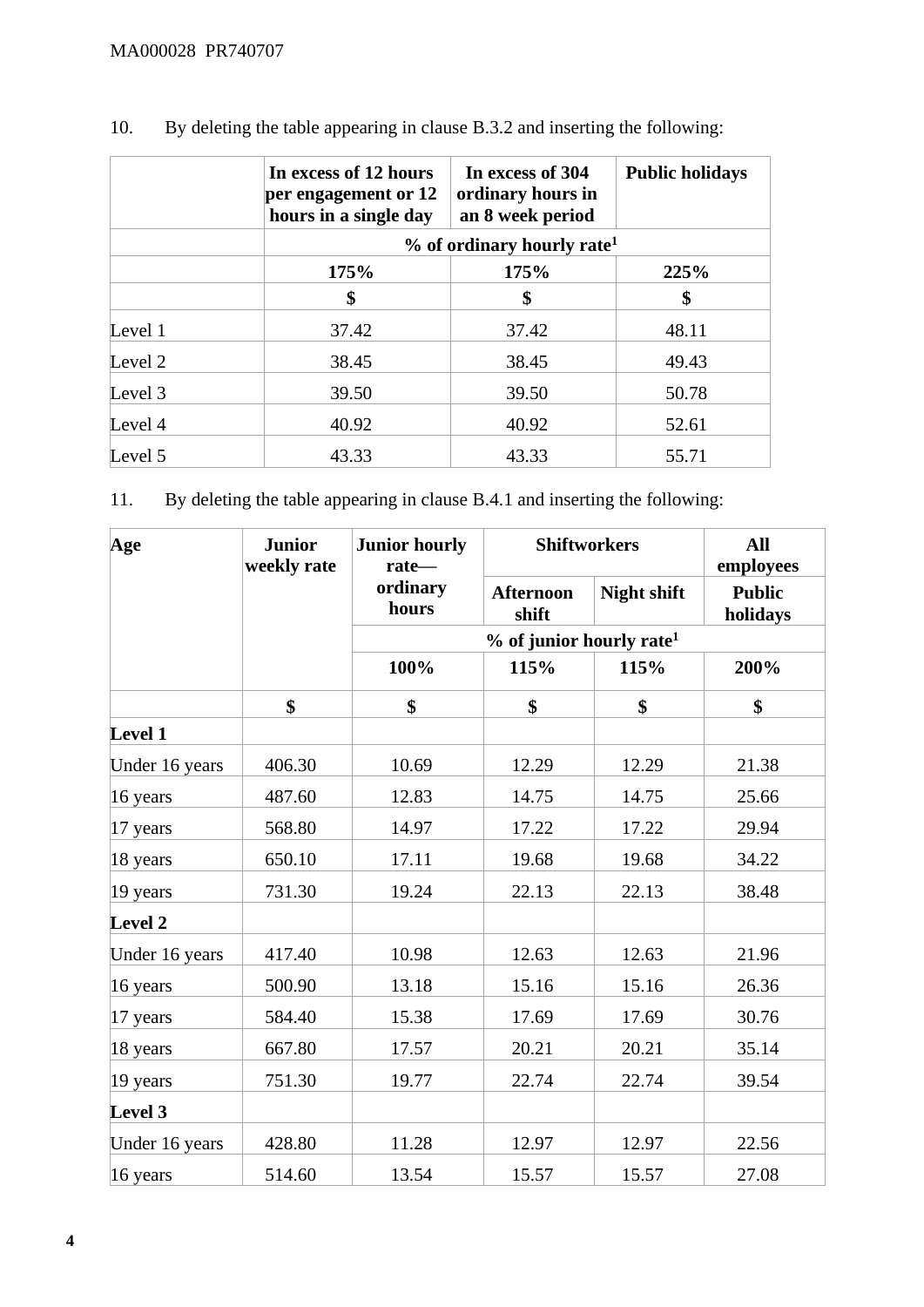10. By deleting the table appearing in clause B.3.2 and inserting the following:

| | In excess of 12 hours per engagement or 12 hours in a single day | In excess of 304 ordinary hours in an 8 week period | Public holidays |
|---|---|---|---|
| | % of ordinary hourly rate[1] | | |
| | 175% | 175% | 225% |
| | $ | $ | $ |
| Level 1 | 37.42 | 37.42 | 48.11 |
| Level 2 | 38.45 | 38.45 | 49.43 |
| Level 3 | 39.50 | 39.50 | 50.78 |
| Level 4 | 40.92 | 40.92 | 52.61 |
| Level 5 | 43.33 | 43.33 | 55.71 |

11. By deleting the table appearing in clause B.4.1 and inserting the following:

| Age | Junior weekly rate | Junior hourly rate—ordinary hours | Shiftworkers | | All employees |
|---|---|---|---|---|---|
| | | | Afternoon shift | Night shift | Public holidays |
| | | % of junior hourly rate[1] | | | |
| | | 100% | 115% | 115% | 200% |
| | $ | $ | $ | $ | $ |
| **Level 1** | | | | | |
| Under 16 years | 406.30 | 10.69 | 12.29 | 12.29 | 21.38 |
| 16 years | 487.60 | 12.83 | 14.75 | 14.75 | 25.66 |
| 17 years | 568.80 | 14.97 | 17.22 | 17.22 | 29.94 |
| 18 years | 650.10 | 17.11 | 19.68 | 19.68 | 34.22 |
| 19 years | 731.30 | 19.24 | 22.13 | 22.13 | 38.48 |
| **Level 2** | | | | | |
| Under 16 years | 417.40 | 10.98 | 12.63 | 12.63 | 21.96 |
| 16 years | 500.90 | 13.18 | 15.16 | 15.16 | 26.36 |
| 17 years | 584.40 | 15.38 | 17.69 | 17.69 | 30.76 |
| 18 years | 667.80 | 17.57 | 20.21 | 20.21 | 35.14 |
| 19 years | 751.30 | 19.77 | 22.74 | 22.74 | 39.54 |
| **Level 3** | | | | | |
| Under 16 years | 428.80 | 11.28 | 12.97 | 12.97 | 22.56 |
| 16 years | 514.60 | 13.54 | 15.57 | 15.57 | 27.08 |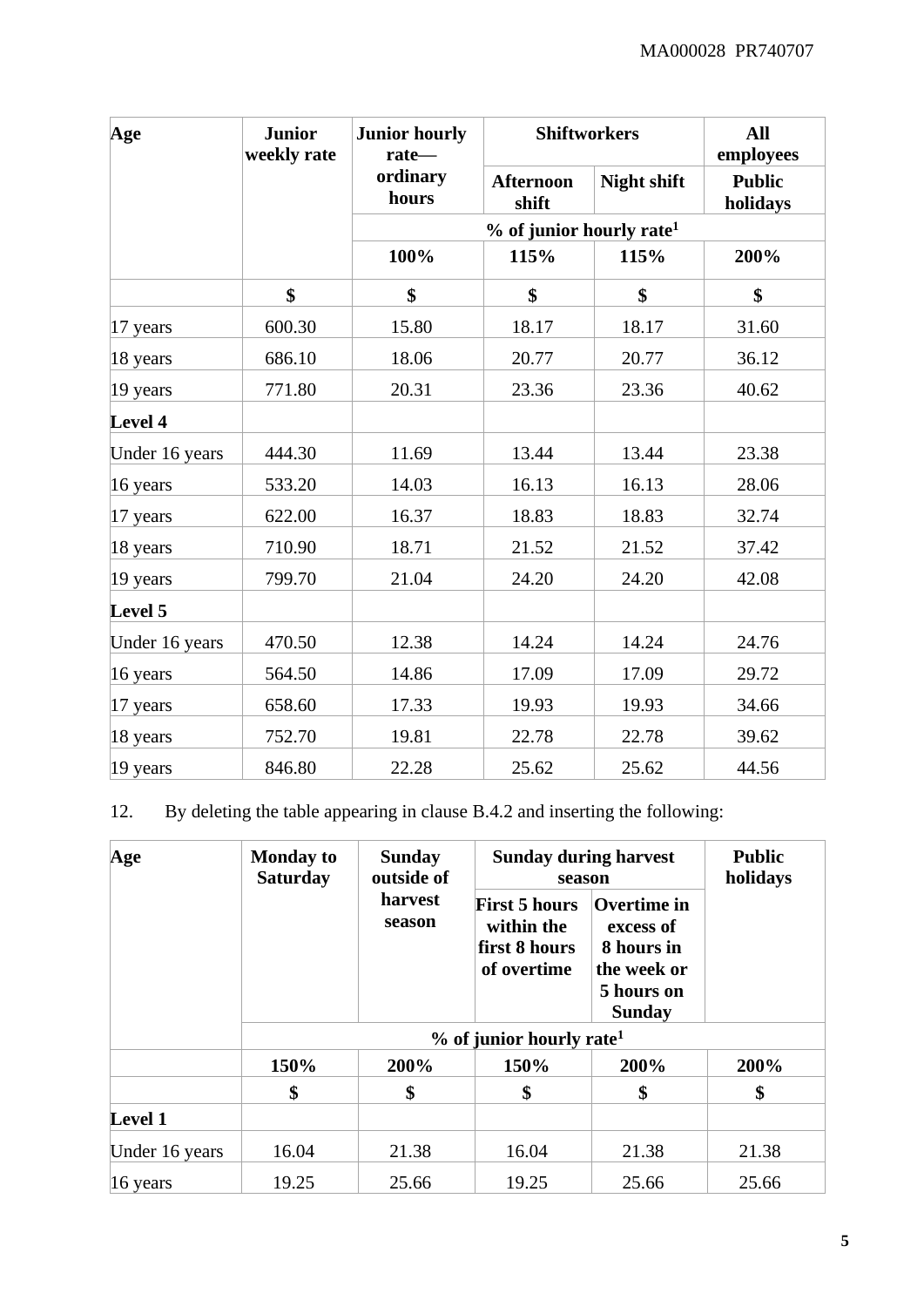| Age | Junior weekly rate | Junior hourly rate—ordinary hours | Shiftworkers | | All employees |
|---|---|---|---|---|---|
| | | | Afternoon shift | Night shift | Public holidays |
| | | % of junior hourly rate[1] | | | |
| | | 100% | 115% | 115% | 200% |
| | $ | $ | $ | $ | $ |
| 17 years | 600.30 | 15.80 | 18.17 | 18.17 | 31.60 |
| 18 years | 686.10 | 18.06 | 20.77 | 20.77 | 36.12 |
| 19 years | 771.80 | 20.31 | 23.36 | 23.36 | 40.62 |
| **Level 4** | | | | | |
| Under 16 years | 444.30 | 11.69 | 13.44 | 13.44 | 23.38 |
| 16 years | 533.20 | 14.03 | 16.13 | 16.13 | 28.06 |
| 17 years | 622.00 | 16.37 | 18.83 | 18.83 | 32.74 |
| 18 years | 710.90 | 18.71 | 21.52 | 21.52 | 37.42 |
| 19 years | 799.70 | 21.04 | 24.20 | 24.20 | 42.08 |
| **Level 5** | | | | | |
| Under 16 years | 470.50 | 12.38 | 14.24 | 14.24 | 24.76 |
| 16 years | 564.50 | 14.86 | 17.09 | 17.09 | 29.72 |
| 17 years | 658.60 | 17.33 | 19.93 | 19.93 | 34.66 |
| 18 years | 752.70 | 19.81 | 22.78 | 22.78 | 39.62 |
| 19 years | 846.80 | 22.28 | 25.62 | 25.62 | 44.56 |

12. By deleting the table appearing in clause B.4.2 and inserting the following:

| Age | Monday to Saturday | Sunday outside of harvest season | Sunday during harvest season | | Public holidays |
|---|---|---|---|---|---|
| | | | First 5 hours within the first 8 hours of overtime | Overtime in excess of 8 hours in the week or 5 hours on Sunday | |
| | % of junior hourly rate[1] | | | | |
| | 150% | 200% | 150% | 200% | 200% |
| | $ | $ | $ | $ | $ |
| **Level 1** | | | | | |
| Under 16 years | 16.04 | 21.38 | 16.04 | 21.38 | 21.38 |
| 16 years | 19.25 | 25.66 | 19.25 | 25.66 | 25.66 |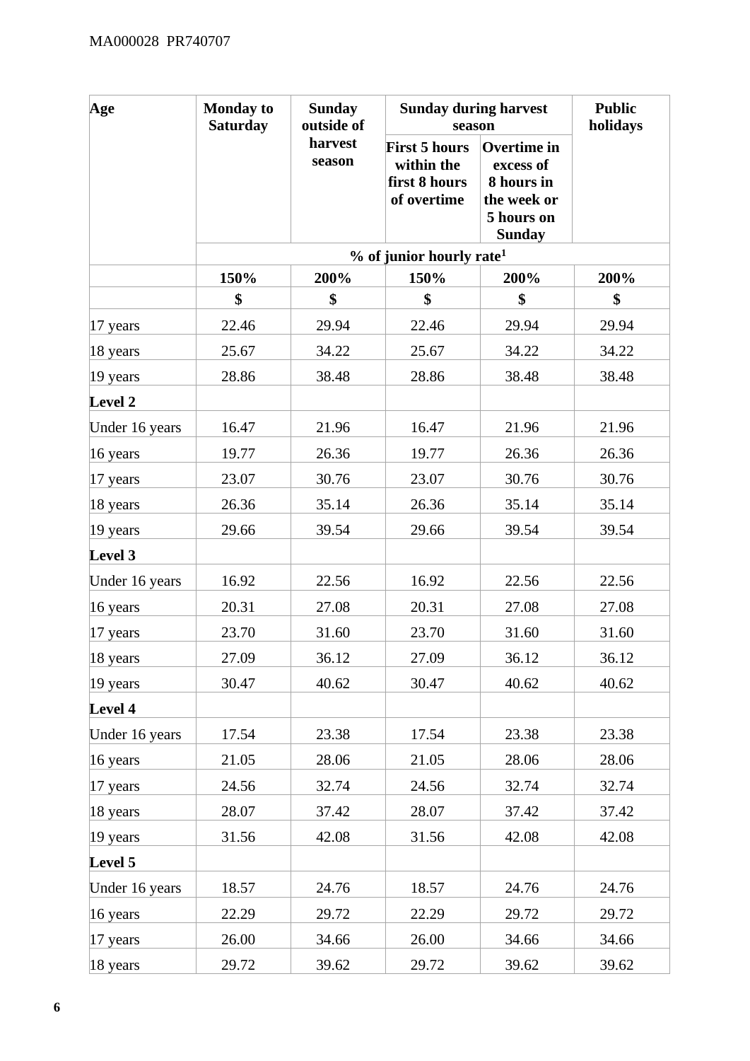| Age | Monday to Saturday | Sunday outside of harvest season | Sunday during harvest season | | Public holidays |
|---|---|---|---|---|---|
| | | | First 5 hours within the first 8 hours of overtime | Overtime in excess of 8 hours in the week or 5 hours on Sunday | |
| | % of junior hourly rate[1] | | | | |
| | **150%** | **200%** | **150%** | **200%** | **200%** |
| | **$** | **$** | **$** | **$** | **$** |
| 17 years | 22.46 | 29.94 | 22.46 | 29.94 | 29.94 |
| 18 years | 25.67 | 34.22 | 25.67 | 34.22 | 34.22 |
| 19 years | 28.86 | 38.48 | 28.86 | 38.48 | 38.48 |
| **Level 2** | | | | | |
| Under 16 years | 16.47 | 21.96 | 16.47 | 21.96 | 21.96 |
| 16 years | 19.77 | 26.36 | 19.77 | 26.36 | 26.36 |
| 17 years | 23.07 | 30.76 | 23.07 | 30.76 | 30.76 |
| 18 years | 26.36 | 35.14 | 26.36 | 35.14 | 35.14 |
| 19 years | 29.66 | 39.54 | 29.66 | 39.54 | 39.54 |
| **Level 3** | | | | | |
| Under 16 years | 16.92 | 22.56 | 16.92 | 22.56 | 22.56 |
| 16 years | 20.31 | 27.08 | 20.31 | 27.08 | 27.08 |
| 17 years | 23.70 | 31.60 | 23.70 | 31.60 | 31.60 |
| 18 years | 27.09 | 36.12 | 27.09 | 36.12 | 36.12 |
| 19 years | 30.47 | 40.62 | 30.47 | 40.62 | 40.62 |
| **Level 4** | | | | | |
| Under 16 years | 17.54 | 23.38 | 17.54 | 23.38 | 23.38 |
| 16 years | 21.05 | 28.06 | 21.05 | 28.06 | 28.06 |
| 17 years | 24.56 | 32.74 | 24.56 | 32.74 | 32.74 |
| 18 years | 28.07 | 37.42 | 28.07 | 37.42 | 37.42 |
| 19 years | 31.56 | 42.08 | 31.56 | 42.08 | 42.08 |
| **Level 5** | | | | | |
| Under 16 years | 18.57 | 24.76 | 18.57 | 24.76 | 24.76 |
| 16 years | 22.29 | 29.72 | 22.29 | 29.72 | 29.72 |
| 17 years | 26.00 | 34.66 | 26.00 | 34.66 | 34.66 |
| 18 years | 29.72 | 39.62 | 29.72 | 39.62 | 39.62 |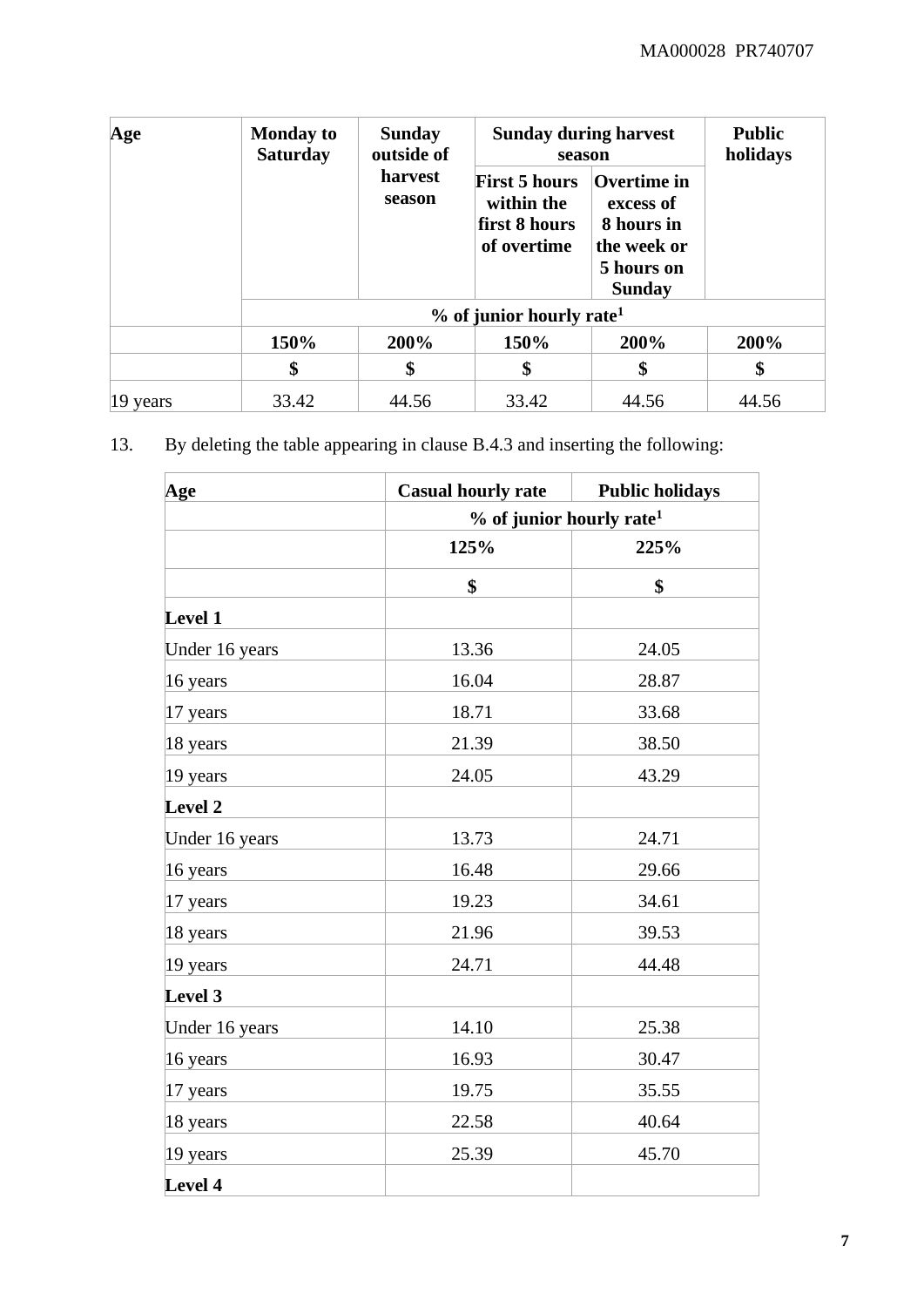| Age | Monday to Saturday | Sunday outside of harvest season | Sunday during harvest season | | Public holidays |
|---|---|---|---|---|---|
| | | | First 5 hours within the first 8 hours of overtime | Overtime in excess of 8 hours in the week or 5 hours on Sunday | |
| | % of junior hourly rate[1] | | | | |
| | 150% | 200% | 150% | 200% | 200% |
| | $ | $ | $ | $ | $ |
| 19 years | 33.42 | 44.56 | 33.42 | 44.56 | 44.56 |

13. By deleting the table appearing in clause B.4.3 and inserting the following:

| Age | Casual hourly rate | Public holidays |
|---|---|---|
| | % of junior hourly rate[1] | |
| | 125% | 225% |
| | $ | $ |
| **Level 1** | | |
| Under 16 years | 13.36 | 24.05 |
| 16 years | 16.04 | 28.87 |
| 17 years | 18.71 | 33.68 |
| 18 years | 21.39 | 38.50 |
| 19 years | 24.05 | 43.29 |
| **Level 2** | | |
| Under 16 years | 13.73 | 24.71 |
| 16 years | 16.48 | 29.66 |
| 17 years | 19.23 | 34.61 |
| 18 years | 21.96 | 39.53 |
| 19 years | 24.71 | 44.48 |
| **Level 3** | | |
| Under 16 years | 14.10 | 25.38 |
| 16 years | 16.93 | 30.47 |
| 17 years | 19.75 | 35.55 |
| 18 years | 22.58 | 40.64 |
| 19 years | 25.39 | 45.70 |
| **Level 4** | | |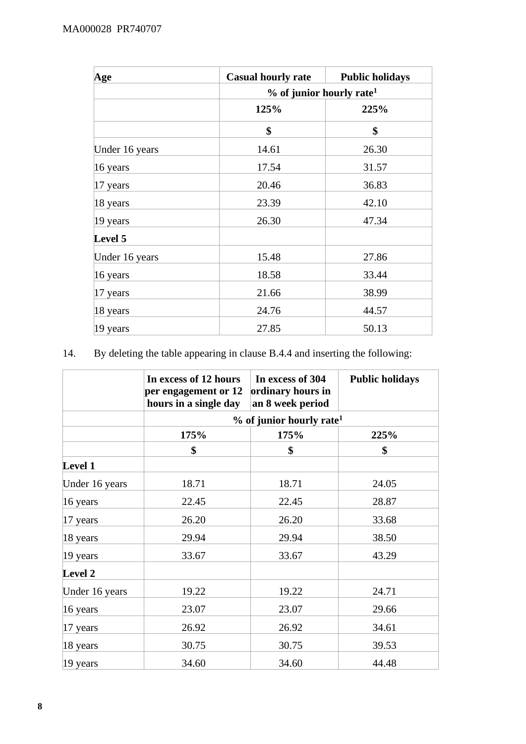| Age | Casual hourly rate | Public holidays |
|---|---|---|
| | % of junior hourly rate[1] | |
| | 125% | 225% |
| | $ | $ |
| Under 16 years | 14.61 | 26.30 |
| 16 years | 17.54 | 31.57 |
| 17 years | 20.46 | 36.83 |
| 18 years | 23.39 | 42.10 |
| 19 years | 26.30 | 47.34 |
| **Level 5** | | |
| Under 16 years | 15.48 | 27.86 |
| 16 years | 18.58 | 33.44 |
| 17 years | 21.66 | 38.99 |
| 18 years | 24.76 | 44.57 |
| 19 years | 27.85 | 50.13 |

14. By deleting the table appearing in clause B.4.4 and inserting the following:

| | In excess of 12 hours per engagement or 12 hours in a single day | In excess of 304 ordinary hours in an 8 week period | Public holidays |
|---|---|---|---|
| | % of junior hourly rate[1] | | |
| | 175% | 175% | 225% |
| | $ | $ | $ |
| **Level 1** | | | |
| Under 16 years | 18.71 | 18.71 | 24.05 |
| 16 years | 22.45 | 22.45 | 28.87 |
| 17 years | 26.20 | 26.20 | 33.68 |
| 18 years | 29.94 | 29.94 | 38.50 |
| 19 years | 33.67 | 33.67 | 43.29 |
| **Level 2** | | | |
| Under 16 years | 19.22 | 19.22 | 24.71 |
| 16 years | 23.07 | 23.07 | 29.66 |
| 17 years | 26.92 | 26.92 | 34.61 |
| 18 years | 30.75 | 30.75 | 39.53 |
| 19 years | 34.60 | 34.60 | 44.48 |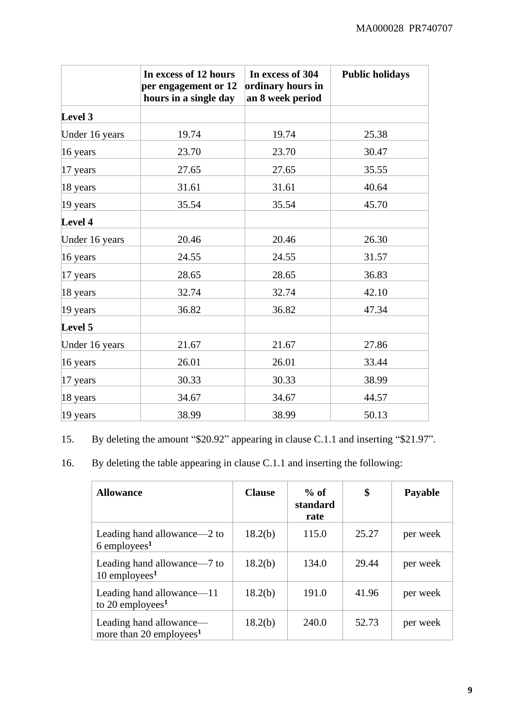| | In excess of 12 hours per engagement or 12 hours in a single day | In excess of 304 ordinary hours in an 8 week period | Public holidays |
|---|---|---|---|
| **Level 3** | | | |
| Under 16 years | 19.74 | 19.74 | 25.38 |
| 16 years | 23.70 | 23.70 | 30.47 |
| 17 years | 27.65 | 27.65 | 35.55 |
| 18 years | 31.61 | 31.61 | 40.64 |
| 19 years | 35.54 | 35.54 | 45.70 |
| **Level 4** | | | |
| Under 16 years | 20.46 | 20.46 | 26.30 |
| 16 years | 24.55 | 24.55 | 31.57 |
| 17 years | 28.65 | 28.65 | 36.83 |
| 18 years | 32.74 | 32.74 | 42.10 |
| 19 years | 36.82 | 36.82 | 47.34 |
| **Level 5** | | | |
| Under 16 years | 21.67 | 21.67 | 27.86 |
| 16 years | 26.01 | 26.01 | 33.44 |
| 17 years | 30.33 | 30.33 | 38.99 |
| 18 years | 34.67 | 34.67 | 44.57 |
| 19 years | 38.99 | 38.99 | 50.13 |

15. By deleting the amount "$20.92" appearing in clause C.1.1 and inserting "$21.97".

16. By deleting the table appearing in clause C.1.1 and inserting the following:

| **Allowance** | **Clause** | **% of standard rate** | **$** | **Payable** |
|---|---|---|---|---|
| Leading hand allowance—2 to 6 employees[1] | 18.2(b) | 115.0 | 25.27 | per week |
| Leading hand allowance—7 to 10 employees[1] | 18.2(b) | 134.0 | 29.44 | per week |
| Leading hand allowance—11 to 20 employees[1] | 18.2(b) | 191.0 | 41.96 | per week |
| Leading hand allowance—more than 20 employees[1] | 18.2(b) | 240.0 | 52.73 | per week |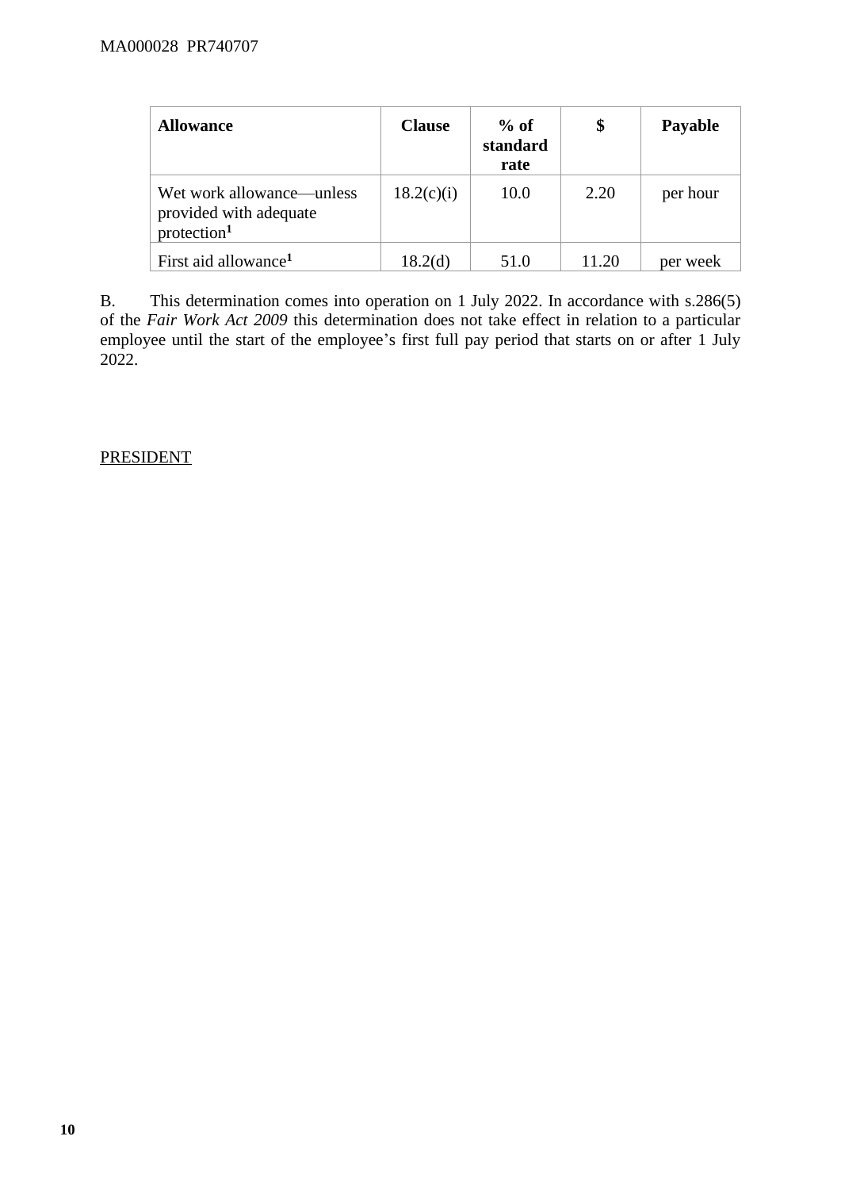| Allowance | Clause | % of standard rate | $ | Payable |
|---|---|---|---|---|
| Wet work allowance—unless provided with adequate protection[1] | 18.2(c)(i) | 10.0 | 2.20 | per hour |
| First aid allowance[1] | 18.2(d) | 51.0 | 11.20 | per week |

B. This determination comes into operation on 1 July 2022. In accordance with s.286(5) of the *Fair Work Act 2009* this determination does not take effect in relation to a particular employee until the start of the employee's first full pay period that starts on or after 1 July 2022.

PRESIDENT